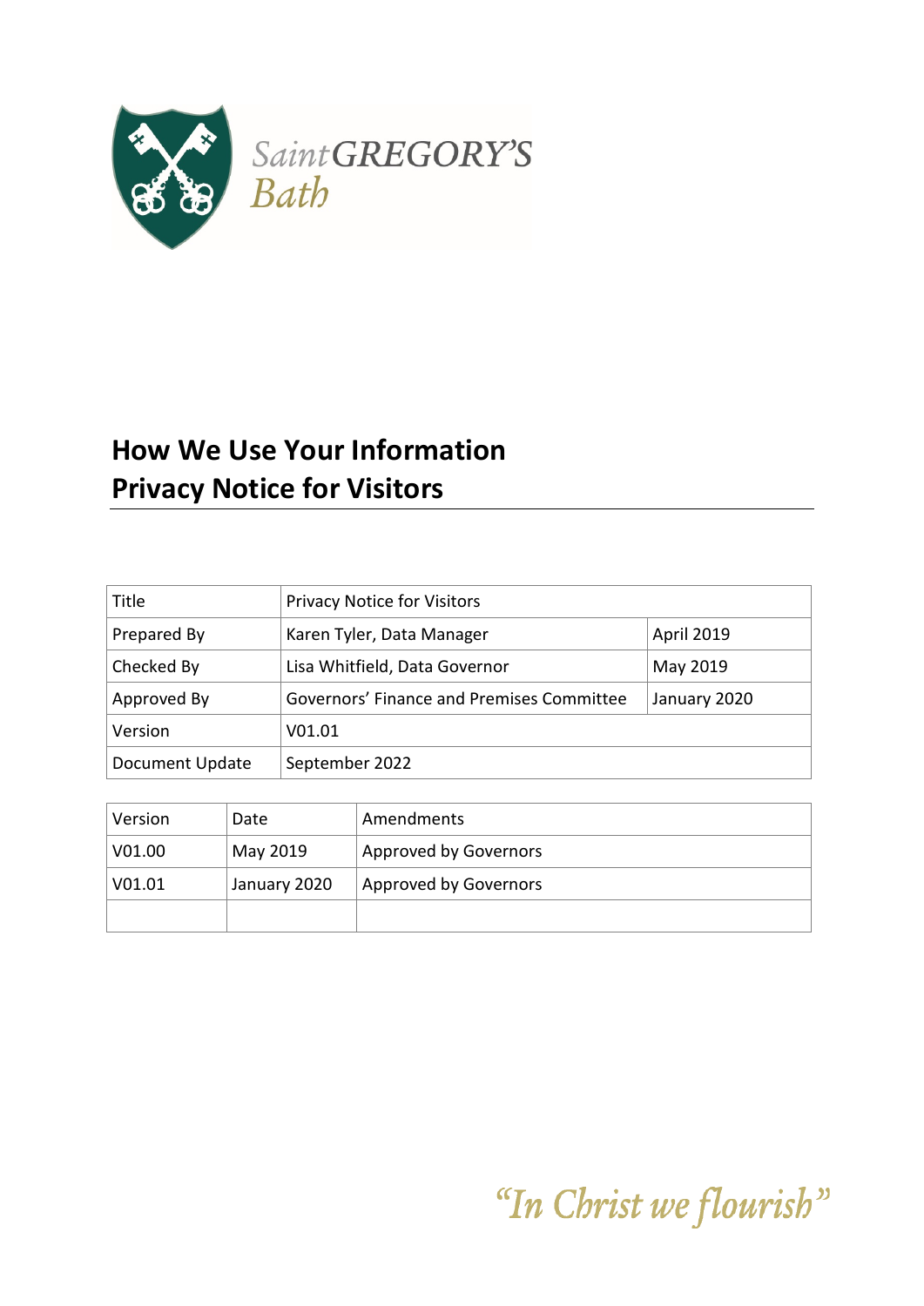Saint GREGORY'S
Bath

# How We Use Your Information
# Privacy Notice for Visitors

| Title | Privacy Notice for Visitors | |
|---|---|---|
| Prepared By | Karen Tyler, Data Manager | April 2019 |
| Checked By | Lisa Whitfield, Data Governor | May 2019 |
| Approved By | Governors' Finance and Premises Committee | January 2020 |
| Version | V01.01 | |
| Document Update | September 2022 | |

| Version | Date | Amendments |
|---|---|---|
| V01.00 | May 2019 | Approved by Governors |
| V01.01 | January 2020 | Approved by Governors |
| | | |

*"In Christ we flourish"*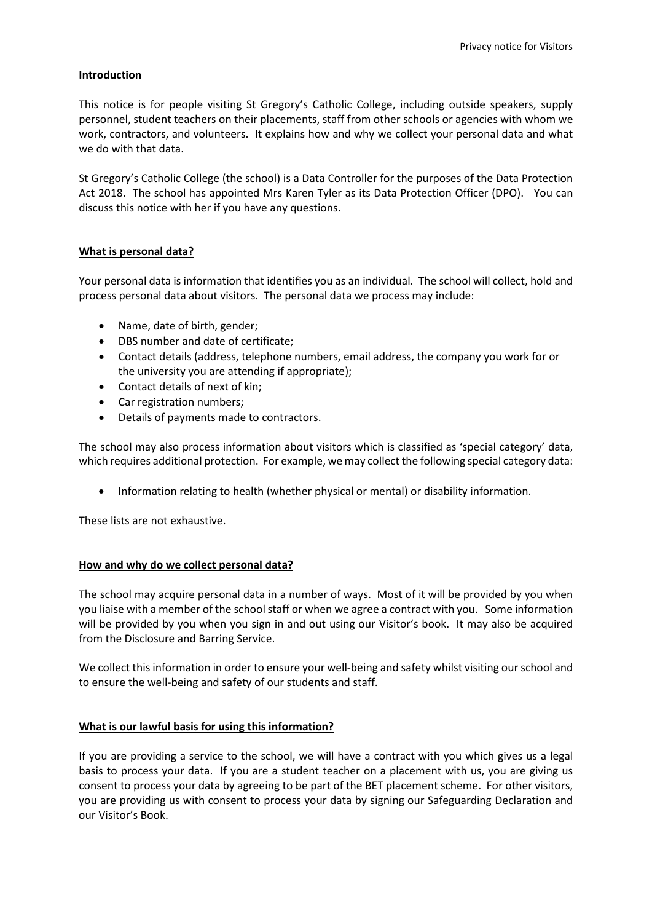**Introduction**

This notice is for people visiting St Gregory's Catholic College, including outside speakers, supply personnel, student teachers on their placements, staff from other schools or agencies with whom we work, contractors, and volunteers. It explains how and why we collect your personal data and what we do with that data.

St Gregory's Catholic College (the school) is a Data Controller for the purposes of the Data Protection Act 2018. The school has appointed Mrs Karen Tyler as its Data Protection Officer (DPO). You can discuss this notice with her if you have any questions.

**What is personal data?**

Your personal data is information that identifies you as an individual. The school will collect, hold and process personal data about visitors. The personal data we process may include:

- Name, date of birth, gender;
- DBS number and date of certificate;
- Contact details (address, telephone numbers, email address, the company you work for or the university you are attending if appropriate);
- Contact details of next of kin;
- Car registration numbers;
- Details of payments made to contractors.

The school may also process information about visitors which is classified as 'special category' data, which requires additional protection. For example, we may collect the following special category data:

- Information relating to health (whether physical or mental) or disability information.

These lists are not exhaustive.

**How and why do we collect personal data?**

The school may acquire personal data in a number of ways. Most of it will be provided by you when you liaise with a member of the school staff or when we agree a contract with you. Some information will be provided by you when you sign in and out using our Visitor's book. It may also be acquired from the Disclosure and Barring Service.

We collect this information in order to ensure your well-being and safety whilst visiting our school and to ensure the well-being and safety of our students and staff.

**What is our lawful basis for using this information?**

If you are providing a service to the school, we will have a contract with you which gives us a legal basis to process your data. If you are a student teacher on a placement with us, you are giving us consent to process your data by agreeing to be part of the BET placement scheme. For other visitors, you are providing us with consent to process your data by signing our Safeguarding Declaration and our Visitor's Book.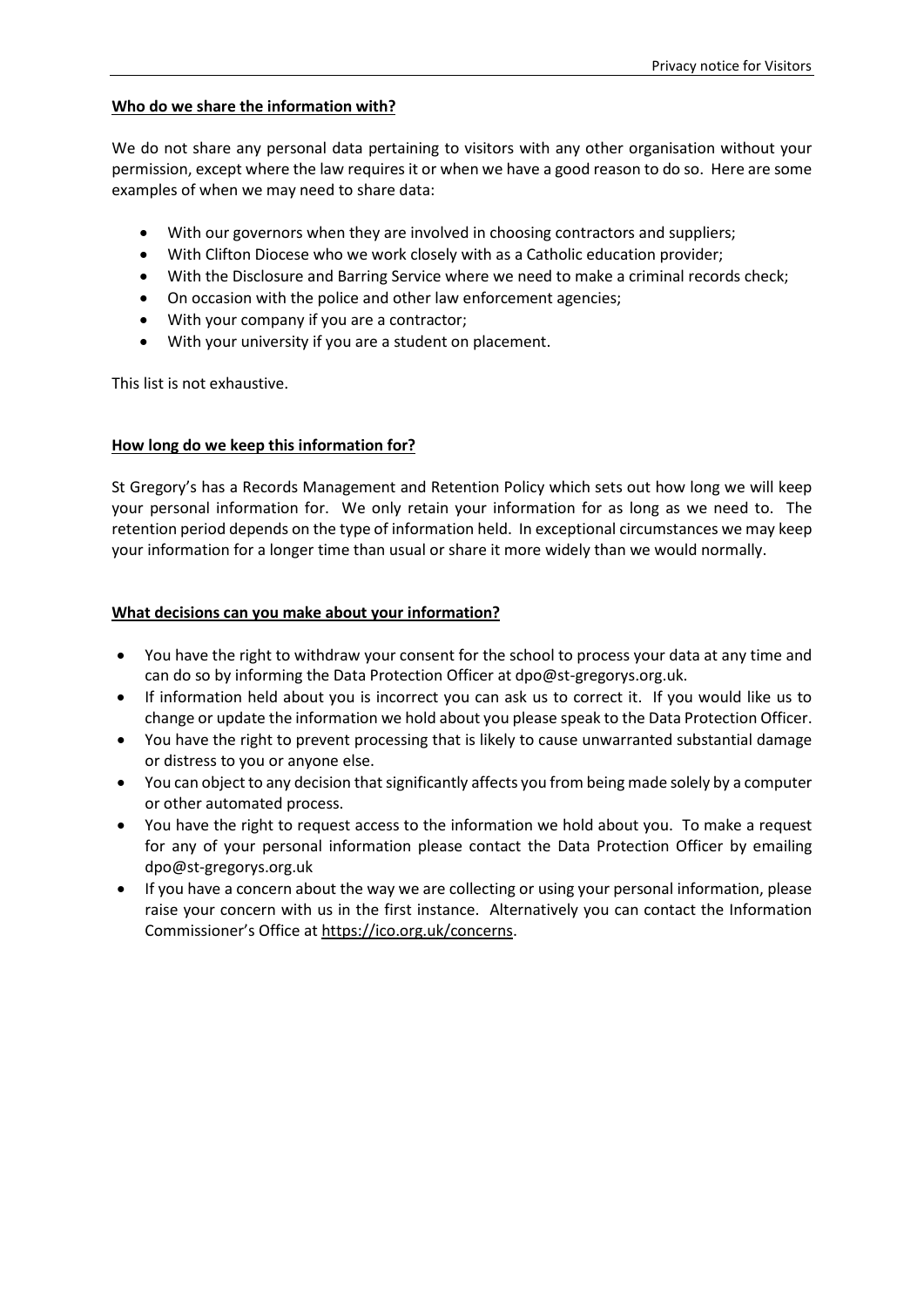**<u>Who do we share the information with?</u>**

We do not share any personal data pertaining to visitors with any other organisation without your permission, except where the law requires it or when we have a good reason to do so. Here are some examples of when we may need to share data:

- With our governors when they are involved in choosing contractors and suppliers;
- With Clifton Diocese who we work closely with as a Catholic education provider;
- With the Disclosure and Barring Service where we need to make a criminal records check;
- On occasion with the police and other law enforcement agencies;
- With your company if you are a contractor;
- With your university if you are a student on placement.

This list is not exhaustive.

**<u>How long do we keep this information for?</u>**

St Gregory's has a Records Management and Retention Policy which sets out how long we will keep your personal information for. We only retain your information for as long as we need to. The retention period depends on the type of information held. In exceptional circumstances we may keep your information for a longer time than usual or share it more widely than we would normally.

**<u>What decisions can you make about your information?</u>**

- You have the right to withdraw your consent for the school to process your data at any time and can do so by informing the Data Protection Officer at dpo@st-gregorys.org.uk.
- If information held about you is incorrect you can ask us to correct it. If you would like us to change or update the information we hold about you please speak to the Data Protection Officer.
- You have the right to prevent processing that is likely to cause unwarranted substantial damage or distress to you or anyone else.
- You can object to any decision that significantly affects you from being made solely by a computer or other automated process.
- You have the right to request access to the information we hold about you. To make a request for any of your personal information please contact the Data Protection Officer by emailing dpo@st-gregorys.org.uk
- If you have a concern about the way we are collecting or using your personal information, please raise your concern with us in the first instance. Alternatively you can contact the Information Commissioner's Office at https://ico.org.uk/concerns.